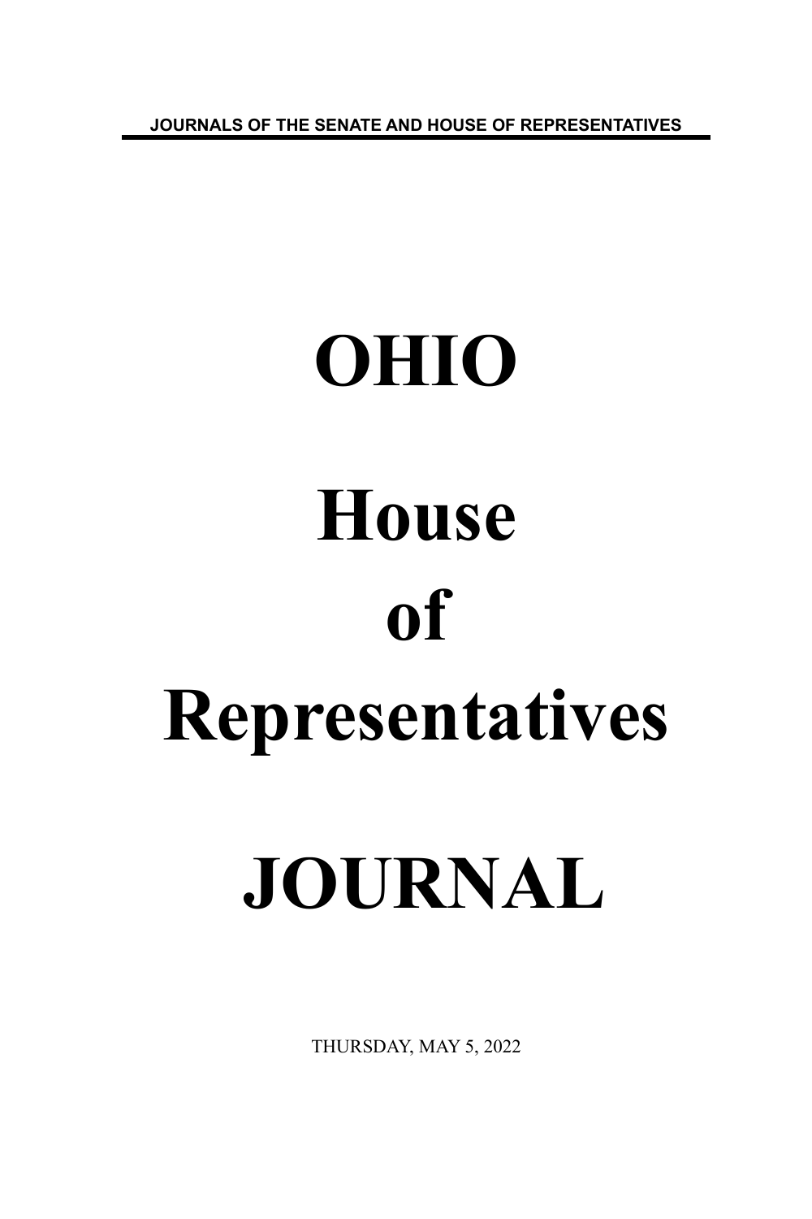JOURNALS OF THE SENATE AND HOUSE OF REPRESENTATIVES

# OHIO

# House

# of

# Representatives

# JOURNAL

THURSDAY, MAY 5, 2022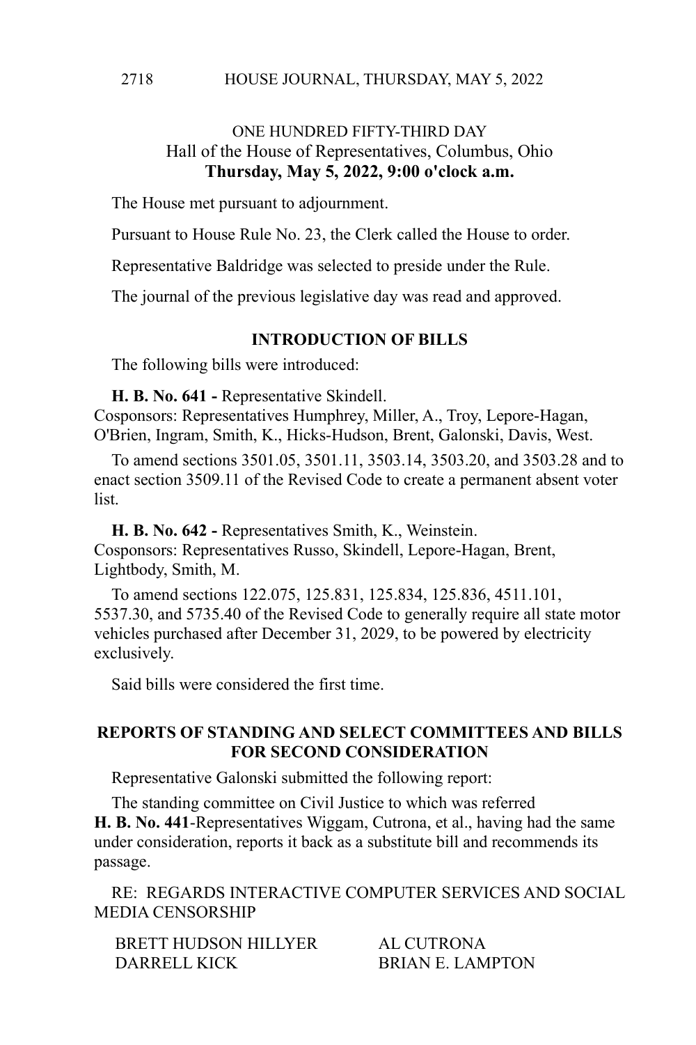ONE HUNDRED FIFTY-THIRD DAY
Hall of the House of Representatives, Columbus, Ohio
**Thursday, May 5, 2022, 9:00 o'clock a.m.**

The House met pursuant to adjournment.

Pursuant to House Rule No. 23, the Clerk called the House to order.

Representative Baldridge was selected to preside under the Rule.

The journal of the previous legislative day was read and approved.

## INTRODUCTION OF BILLS

The following bills were introduced:

**H. B. No. 641 -** Representative Skindell.
Cosponsors: Representatives Humphrey, Miller, A., Troy, Lepore-Hagan, O'Brien, Ingram, Smith, K., Hicks-Hudson, Brent, Galonski, Davis, West.

To amend sections 3501.05, 3501.11, 3503.14, 3503.20, and 3503.28 and to enact section 3509.11 of the Revised Code to create a permanent absent voter list.

**H. B. No. 642 -** Representatives Smith, K., Weinstein.
Cosponsors: Representatives Russo, Skindell, Lepore-Hagan, Brent, Lightbody, Smith, M.

To amend sections 122.075, 125.831, 125.834, 125.836, 4511.101, 5537.30, and 5735.40 of the Revised Code to generally require all state motor vehicles purchased after December 31, 2029, to be powered by electricity exclusively.

Said bills were considered the first time.

## REPORTS OF STANDING AND SELECT COMMITTEES AND BILLS FOR SECOND CONSIDERATION

Representative Galonski submitted the following report:

The standing committee on Civil Justice to which was referred **H. B. No. 441**-Representatives Wiggam, Cutrona, et al., having had the same under consideration, reports it back as a substitute bill and recommends its passage.

RE: REGARDS INTERACTIVE COMPUTER SERVICES AND SOCIAL MEDIA CENSORSHIP

BRETT HUDSON HILLYER　　AL CUTRONA
DARRELL KICK　　BRIAN E. LAMPTON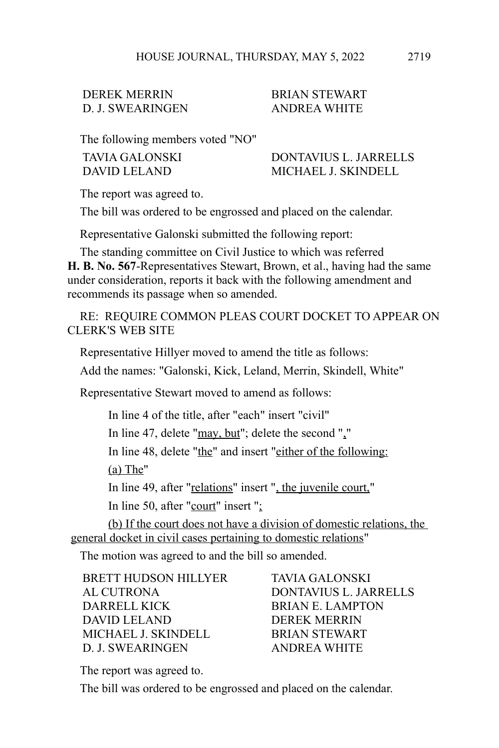| | |
|---|---|
| DEREK MERRIN | BRIAN STEWART |
| D. J. SWEARINGEN | ANDREA WHITE |

The following members voted "NO"

| | |
|---|---|
| TAVIA GALONSKI | DONTAVIUS L. JARRELLS |
| DAVID LELAND | MICHAEL J. SKINDELL |

The report was agreed to.

The bill was ordered to be engrossed and placed on the calendar.

Representative Galonski submitted the following report:

The standing committee on Civil Justice to which was referred **H. B. No. 567**-Representatives Stewart, Brown, et al., having had the same under consideration, reports it back with the following amendment and recommends its passage when so amended.

RE: REQUIRE COMMON PLEAS COURT DOCKET TO APPEAR ON CLERK'S WEB SITE

Representative Hillyer moved to amend the title as follows:

Add the names: "Galonski, Kick, Leland, Merrin, Skindell, White"

Representative Stewart moved to amend as follows:

In line 4 of the title, after "each" insert "civil"

In line 47, delete "<u>may, but</u>"; delete the second "<u>,</u>"

In line 48, delete "<u>the</u>" and insert "<u>either of the following:</u>

<u>(a) The</u>"

In line 49, after "<u>relations</u>" insert "<u>, the juvenile court,</u>"

In line 50, after "<u>court</u>" insert "<u>;</u>

<u>(b) If the court does not have a division of domestic relations, the general docket in civil cases pertaining to domestic relations</u>"

The motion was agreed to and the bill so amended.

| | |
|---|---|
| BRETT HUDSON HILLYER | TAVIA GALONSKI |
| AL CUTRONA | DONTAVIUS L. JARRELLS |
| DARRELL KICK | BRIAN E. LAMPTON |
| DAVID LELAND | DEREK MERRIN |
| MICHAEL J. SKINDELL | BRIAN STEWART |
| D. J. SWEARINGEN | ANDREA WHITE |

The report was agreed to.

The bill was ordered to be engrossed and placed on the calendar.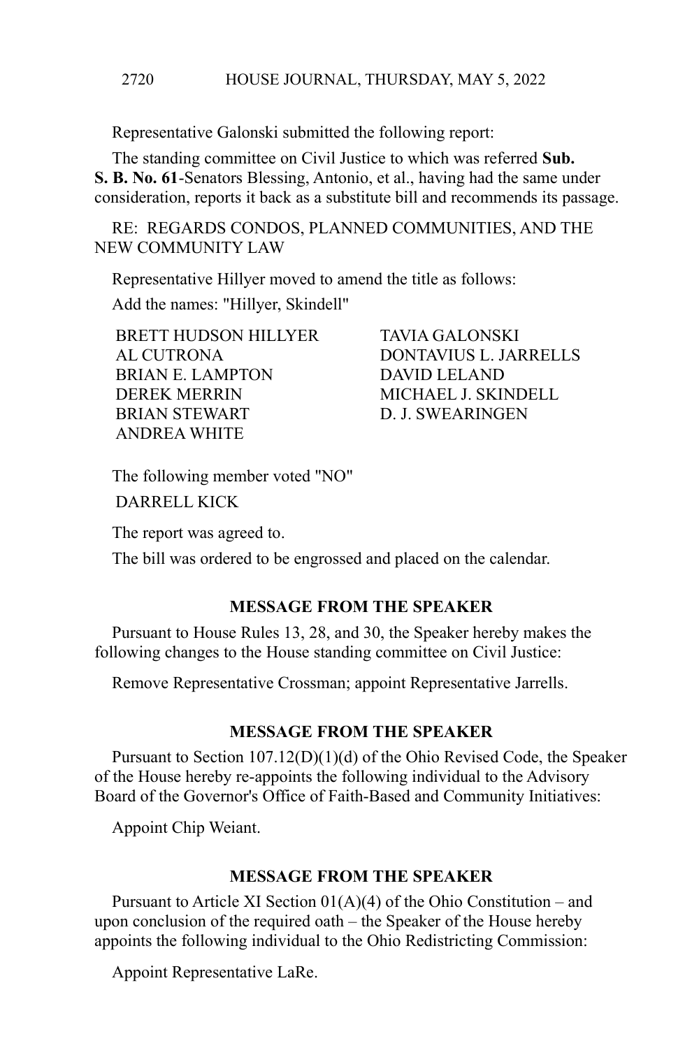Representative Galonski submitted the following report:

The standing committee on Civil Justice to which was referred **Sub. S. B. No. 61**-Senators Blessing, Antonio, et al., having had the same under consideration, reports it back as a substitute bill and recommends its passage.

RE: REGARDS CONDOS, PLANNED COMMUNITIES, AND THE NEW COMMUNITY LAW

Representative Hillyer moved to amend the title as follows:

Add the names: "Hillyer, Skindell"

BRETT HUDSON HILLYER
AL CUTRONA
BRIAN E. LAMPTON
DEREK MERRIN
BRIAN STEWART
ANDREA WHITE
TAVIA GALONSKI
DONTAVIUS L. JARRELLS
DAVID LELAND
MICHAEL J. SKINDELL
D. J. SWEARINGEN

The following member voted "NO"

DARRELL KICK

The report was agreed to.

The bill was ordered to be engrossed and placed on the calendar.

## MESSAGE FROM THE SPEAKER

Pursuant to House Rules 13, 28, and 30, the Speaker hereby makes the following changes to the House standing committee on Civil Justice:

Remove Representative Crossman; appoint Representative Jarrells.

## MESSAGE FROM THE SPEAKER

Pursuant to Section 107.12(D)(1)(d) of the Ohio Revised Code, the Speaker of the House hereby re-appoints the following individual to the Advisory Board of the Governor's Office of Faith-Based and Community Initiatives:

Appoint Chip Weiant.

## MESSAGE FROM THE SPEAKER

Pursuant to Article XI Section 01(A)(4) of the Ohio Constitution – and upon conclusion of the required oath – the Speaker of the House hereby appoints the following individual to the Ohio Redistricting Commission:

Appoint Representative LaRe.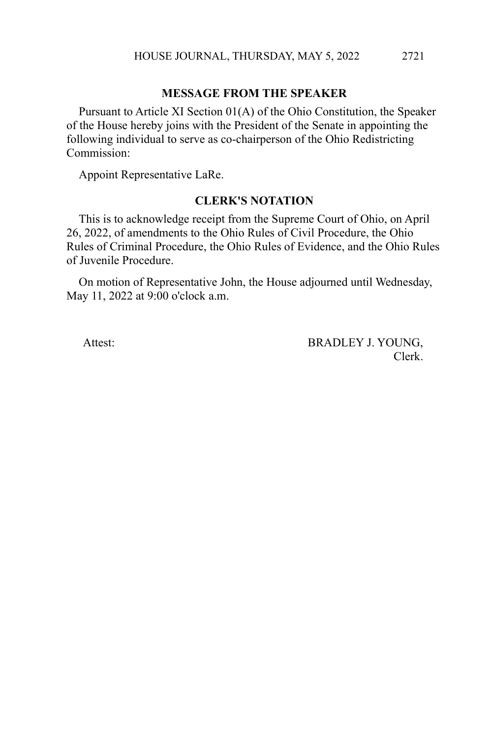## MESSAGE FROM THE SPEAKER

Pursuant to Article XI Section 01(A) of the Ohio Constitution, the Speaker of the House hereby joins with the President of the Senate in appointing the following individual to serve as co-chairperson of the Ohio Redistricting Commission:

Appoint Representative LaRe.

## CLERK'S NOTATION

This is to acknowledge receipt from the Supreme Court of Ohio, on April 26, 2022, of amendments to the Ohio Rules of Civil Procedure, the Ohio Rules of Criminal Procedure, the Ohio Rules of Evidence, and the Ohio Rules of Juvenile Procedure.

On motion of Representative John, the House adjourned until Wednesday, May 11, 2022 at 9:00 o'clock a.m.

Attest: BRADLEY J. YOUNG,
Clerk.